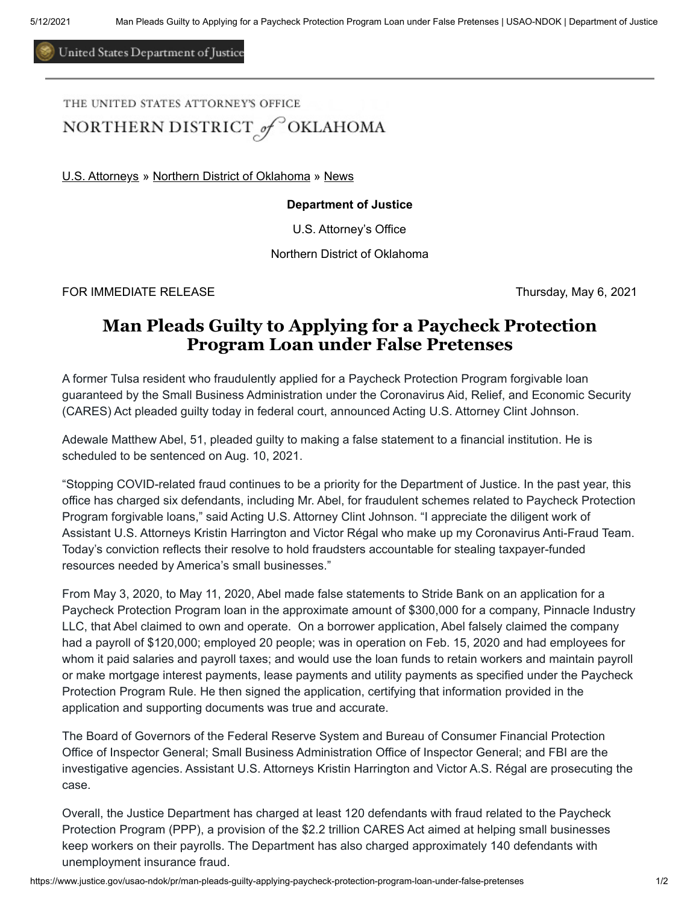United States Department of Justice

THE UNITED STATES ATTORNEY'S OFFICE
NORTHERN DISTRICT *of* OKLAHOMA

U.S. Attorneys » Northern District of Oklahoma » News

**Department of Justice**

U.S. Attorney's Office

Northern District of Oklahoma

FOR IMMEDIATE RELEASE Thursday, May 6, 2021

# Man Pleads Guilty to Applying for a Paycheck Protection Program Loan under False Pretenses

A former Tulsa resident who fraudulently applied for a Paycheck Protection Program forgivable loan guaranteed by the Small Business Administration under the Coronavirus Aid, Relief, and Economic Security (CARES) Act pleaded guilty today in federal court, announced Acting U.S. Attorney Clint Johnson.

Adewale Matthew Abel, 51, pleaded guilty to making a false statement to a financial institution. He is scheduled to be sentenced on Aug. 10, 2021.

"Stopping COVID-related fraud continues to be a priority for the Department of Justice. In the past year, this office has charged six defendants, including Mr. Abel, for fraudulent schemes related to Paycheck Protection Program forgivable loans," said Acting U.S. Attorney Clint Johnson. "I appreciate the diligent work of Assistant U.S. Attorneys Kristin Harrington and Victor Régal who make up my Coronavirus Anti-Fraud Team. Today's conviction reflects their resolve to hold fraudsters accountable for stealing taxpayer-funded resources needed by America's small businesses."

From May 3, 2020, to May 11, 2020, Abel made false statements to Stride Bank on an application for a Paycheck Protection Program loan in the approximate amount of $300,000 for a company, Pinnacle Industry LLC, that Abel claimed to own and operate. On a borrower application, Abel falsely claimed the company had a payroll of $120,000; employed 20 people; was in operation on Feb. 15, 2020 and had employees for whom it paid salaries and payroll taxes; and would use the loan funds to retain workers and maintain payroll or make mortgage interest payments, lease payments and utility payments as specified under the Paycheck Protection Program Rule. He then signed the application, certifying that information provided in the application and supporting documents was true and accurate.

The Board of Governors of the Federal Reserve System and Bureau of Consumer Financial Protection Office of Inspector General; Small Business Administration Office of Inspector General; and FBI are the investigative agencies. Assistant U.S. Attorneys Kristin Harrington and Victor A.S. Régal are prosecuting the case.

Overall, the Justice Department has charged at least 120 defendants with fraud related to the Paycheck Protection Program (PPP), a provision of the $2.2 trillion CARES Act aimed at helping small businesses keep workers on their payrolls. The Department has also charged approximately 140 defendants with unemployment insurance fraud.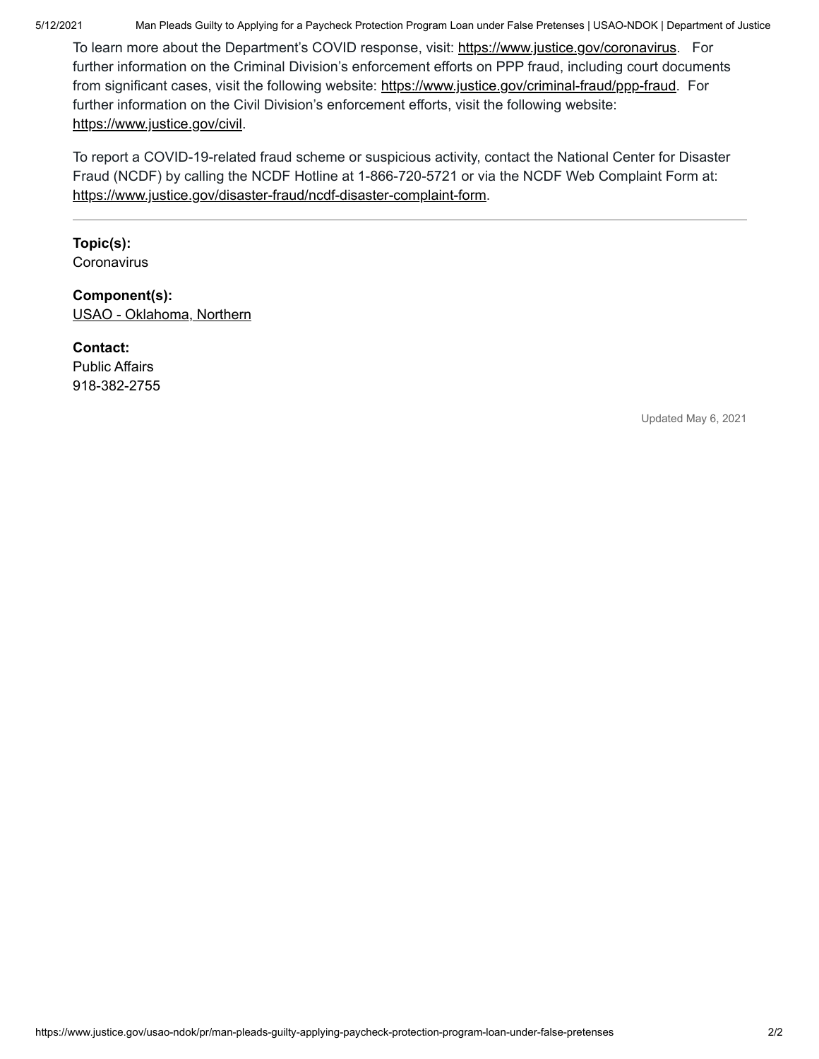To learn more about the Department's COVID response, visit: https://www.justice.gov/coronavirus. For further information on the Criminal Division's enforcement efforts on PPP fraud, including court documents from significant cases, visit the following website: https://www.justice.gov/criminal-fraud/ppp-fraud. For further information on the Civil Division's enforcement efforts, visit the following website: https://www.justice.gov/civil.

To report a COVID-19-related fraud scheme or suspicious activity, contact the National Center for Disaster Fraud (NCDF) by calling the NCDF Hotline at 1-866-720-5721 or via the NCDF Web Complaint Form at: https://www.justice.gov/disaster-fraud/ncdf-disaster-complaint-form.

---

**Topic(s):**
Coronavirus

**Component(s):**
USAO - Oklahoma, Northern

**Contact:**
Public Affairs
918-382-2755

Updated May 6, 2021